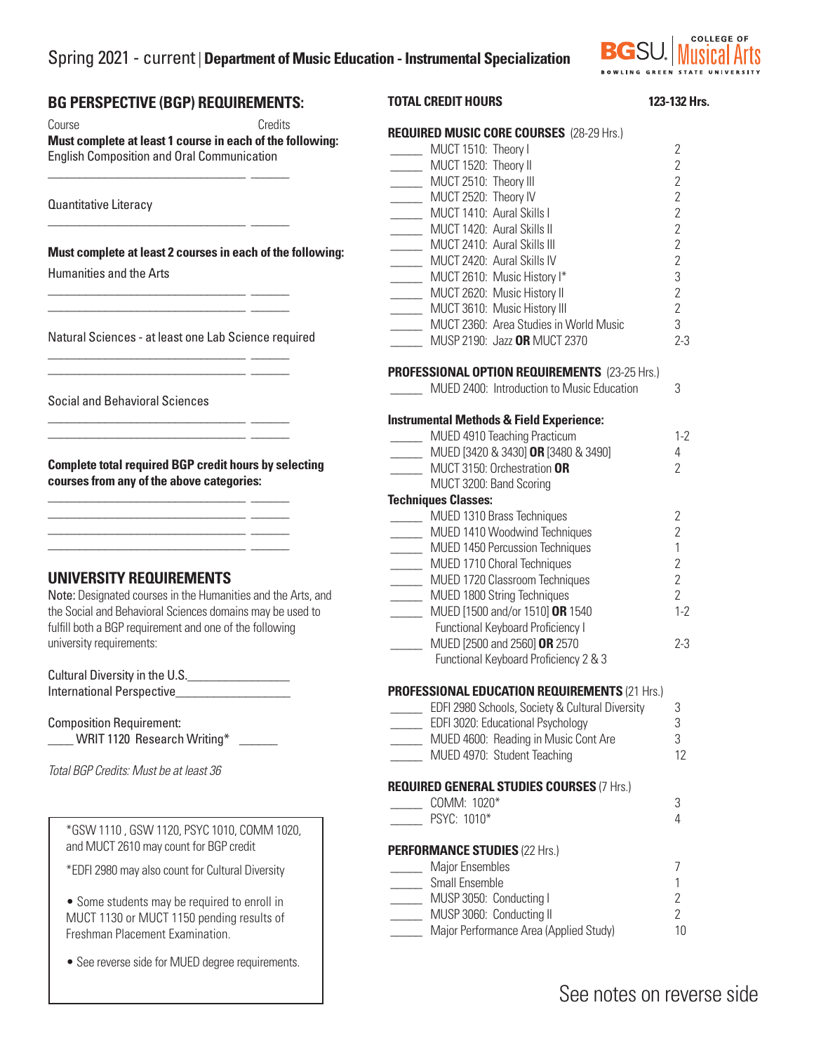# Spring 2021 - current | Department of Music Education - Instrumental Specialization

BGSU. COLLEGE OF Musical Arts — BOWLING GREEN STATE UNIVERSITY

## BG PERSPECTIVE (BGP) REQUIREMENTS:

Course — Credits

**Must complete at least 1 course in each of the following:**

English Composition and Oral Communication

_______________________________ ______

Quantitative Literacy

_______________________________ ______

**Must complete at least 2 courses in each of the following:**

Humanities and the Arts

_______________________________ ______
_______________________________ ______

Natural Sciences - at least one Lab Science required

_______________________________ ______
_______________________________ ______

Social and Behavioral Sciences

_______________________________ ______
_______________________________ ______

**Complete total required BGP credit hours by selecting courses from any of the above categories:**

_______________________________ ______
_______________________________ ______
_______________________________ ______
_______________________________ ______

## UNIVERSITY REQUIREMENTS

Note: Designated courses in the Humanities and the Arts, and the Social and Behavioral Sciences domains may be used to fulfill both a BGP requirement and one of the following university requirements:

Cultural Diversity in the U.S.________________
International Perspective__________________

Composition Requirement:
____ WRIT 1120 Research Writing* ______

*Total BGP Credits: Must be at least 36*

*GSW 1110 , GSW 1120, PSYC 1010, COMM 1020, and MUCT 2610 may count for BGP credit

*EDFI 2980 may also count for Cultural Diversity

- Some students may be required to enroll in MUCT 1130 or MUCT 1150 pending results of Freshman Placement Examination.
- See reverse side for MUED degree requirements.

## TOTAL CREDIT HOURS — 123-132 Hrs.

### REQUIRED MUSIC CORE COURSES (28-29 Hrs.)

| Course | Credits |
|---|---|
| _____ MUCT 1510: Theory I | 2 |
| _____ MUCT 1520: Theory II | 2 |
| _____ MUCT 2510: Theory III | 2 |
| _____ MUCT 2520: Theory IV | 2 |
| _____ MUCT 1410: Aural Skills I | 2 |
| _____ MUCT 1420: Aural Skills II | 2 |
| _____ MUCT 2410: Aural Skills III | 2 |
| _____ MUCT 2420: Aural Skills IV | 2 |
| _____ MUCT 2610: Music History I* | 3 |
| _____ MUCT 2620: Music History II | 2 |
| _____ MUCT 3610: Music History III | 2 |
| _____ MUCT 2360: Area Studies in World Music | 3 |
| _____ MUSP 2190: Jazz **OR** MUCT 2370 | 2-3 |

### PROFESSIONAL OPTION REQUIREMENTS (23-25 Hrs.)

| Course | Credits |
|---|---|
| _____ MUED 2400: Introduction to Music Education | 3 |

**Instrumental Methods & Field Experience:**

| Course | Credits |
|---|---|
| _____ MUED 4910 Teaching Practicum | 1-2 |
| _____ MUED [3420 & 3430] **OR** [3480 & 3490] | 4 |
| _____ MUCT 3150: Orchestration **OR** MUCT 3200: Band Scoring | 2 |

**Techniques Classes:**

| Course | Credits |
|---|---|
| _____ MUED 1310 Brass Techniques | 2 |
| _____ MUED 1410 Woodwind Techniques | 2 |
| _____ MUED 1450 Percussion Techniques | 1 |
| _____ MUED 1710 Choral Techniques | 2 |
| _____ MUED 1720 Classroom Techniques | 2 |
| _____ MUED 1800 String Techniques | 2 |
| _____ MUED [1500 and/or 1510] **OR** 1540 Functional Keyboard Proficiency I | 1-2 |
| _____ MUED [2500 and 2560] **OR** 2570 Functional Keyboard Proficiency 2 & 3 | 2-3 |

### PROFESSIONAL EDUCATION REQUIREMENTS (21 Hrs.)

| Course | Credits |
|---|---|
| _____ EDFI 2980 Schools, Society & Cultural Diversity | 3 |
| _____ EDFI 3020: Educational Psychology | 3 |
| _____ MUED 4600: Reading in Music Cont Are | 3 |
| _____ MUED 4970: Student Teaching | 12 |

### REQUIRED GENERAL STUDIES COURSES (7 Hrs.)

| Course | Credits |
|---|---|
| _____ COMM: 1020* | 3 |
| _____ PSYC: 1010* | 4 |

### PERFORMANCE STUDIES (22 Hrs.)

| Course | Credits |
|---|---|
| _____ Major Ensembles | 7 |
| _____ Small Ensemble | 1 |
| _____ MUSP 3050: Conducting I | 2 |
| _____ MUSP 3060: Conducting II | 2 |
| _____ Major Performance Area (Applied Study) | 10 |

See notes on reverse side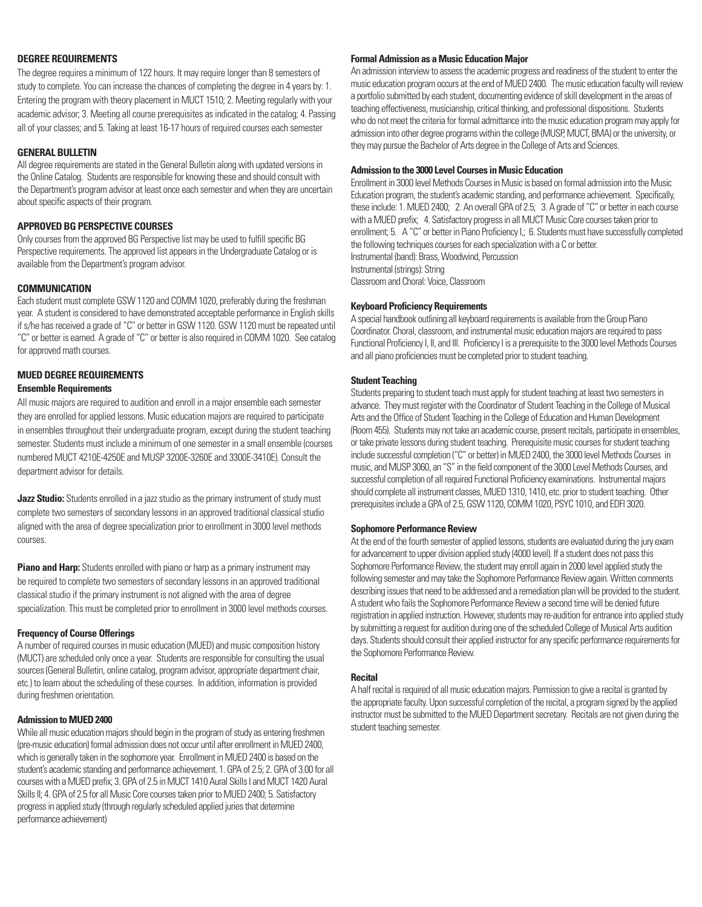## DEGREE REQUIREMENTS

The degree requires a minimum of 122 hours. It may require longer than 8 semesters of study to complete. You can increase the chances of completing the degree in 4 years by: 1. Entering the program with theory placement in MUCT 1510; 2. Meeting regularly with your academic advisor; 3. Meeting all course prerequisites as indicated in the catalog; 4. Passing all of your classes; and 5. Taking at least 16-17 hours of required courses each semester

## GENERAL BULLETIN

All degree requirements are stated in the General Bulletin along with updated versions in the Online Catalog. Students are responsible for knowing these and should consult with the Department's program advisor at least once each semester and when they are uncertain about specific aspects of their program.

## APPROVED BG PERSPECTIVE COURSES

Only courses from the approved BG Perspective list may be used to fulfill specific BG Perspective requirements. The approved list appears in the Undergraduate Catalog or is available from the Department's program advisor.

## COMMUNICATION

Each student must complete GSW 1120 and COMM 1020, preferably during the freshman year. A student is considered to have demonstrated acceptable performance in English skills if s/he has received a grade of "C" or better in GSW 1120. GSW 1120 must be repeated until "C" or better is earned. A grade of "C" or better is also required in COMM 1020. See catalog for approved math courses.

## MUED DEGREE REQUIREMENTS

### Ensemble Requirements

All music majors are required to audition and enroll in a major ensemble each semester they are enrolled for applied lessons. Music education majors are required to participate in ensembles throughout their undergraduate program, except during the student teaching semester. Students must include a minimum of one semester in a small ensemble (courses numbered MUCT 4210E-4250E and MUSP 3200E-3260E and 3300E-3410E). Consult the department advisor for details.

**Jazz Studio:** Students enrolled in a jazz studio as the primary instrument of study must complete two semesters of secondary lessons in an approved traditional classical studio aligned with the area of degree specialization prior to enrollment in 3000 level methods courses.

**Piano and Harp:** Students enrolled with piano or harp as a primary instrument may be required to complete two semesters of secondary lessons in an approved traditional classical studio if the primary instrument is not aligned with the area of degree specialization. This must be completed prior to enrollment in 3000 level methods courses.

### Frequency of Course Offerings

A number of required courses in music education (MUED) and music composition history (MUCT) are scheduled only once a year. Students are responsible for consulting the usual sources (General Bulletin, online catalog, program advisor, appropriate department chair, etc.) to learn about the scheduling of these courses. In addition, information is provided during freshmen orientation.

### Admission to MUED 2400

While all music education majors should begin in the program of study as entering freshmen (pre-music education) formal admission does not occur until after enrollment in MUED 2400, which is generally taken in the sophomore year. Enrollment in MUED 2400 is based on the student's academic standing and performance achievement. 1. GPA of 2.5; 2. GPA of 3.00 for all courses with a MUED prefix; 3. GPA of 2.5 in MUCT 1410 Aural Skills I and MUCT 1420 Aural Skills II; 4. GPA of 2.5 for all Music Core courses taken prior to MUED 2400; 5. Satisfactory progress in applied study (through regularly scheduled applied juries that determine performance achievement)

### Formal Admission as a Music Education Major

An admission interview to assess the academic progress and readiness of the student to enter the music education program occurs at the end of MUED 2400. The music education faculty will review a portfolio submitted by each student, documenting evidence of skill development in the areas of teaching effectiveness, musicianship, critical thinking, and professional dispositions. Students who do not meet the criteria for formal admittance into the music education program may apply for admission into other degree programs within the college (MUSP, MUCT, BMA) or the university, or they may pursue the Bachelor of Arts degree in the College of Arts and Sciences.

### Admission to the 3000 Level Courses in Music Education

Enrollment in 3000 level Methods Courses in Music is based on formal admission into the Music Education program, the student's academic standing, and performance achievement. Specifically, these include: 1. MUED 2400; 2. An overall GPA of 2.5; 3. A grade of "C" or better in each course with a MUED prefix; 4. Satisfactory progress in all MUCT Music Core courses taken prior to enrollment; 5. A "C" or better in Piano Proficiency I,; 6. Students must have successfully completed the following techniques courses for each specialization with a C or better.
Instrumental (band): Brass, Woodwind, Percussion
Instrumental (strings): String
Classroom and Choral: Voice, Classroom

### Keyboard Proficiency Requirements

A special handbook outlining all keyboard requirements is available from the Group Piano Coordinator. Choral, classroom, and instrumental music education majors are required to pass Functional Proficiency I, II, and III. Proficiency I is a prerequisite to the 3000 level Methods Courses and all piano proficiencies must be completed prior to student teaching.

### Student Teaching

Students preparing to student teach must apply for student teaching at least two semesters in advance. They must register with the Coordinator of Student Teaching in the College of Musical Arts and the Office of Student Teaching in the College of Education and Human Development (Room 455). Students may not take an academic course, present recitals, participate in ensembles, or take private lessons during student teaching. Prerequisite music courses for student teaching include successful completion ("C" or better) in MUED 2400, the 3000 level Methods Courses in music, and MUSP 3060, an "S" in the field component of the 3000 Level Methods Courses, and successful completion of all required Functional Proficiency examinations. Instrumental majors should complete all instrument classes, MUED 1310, 1410, etc. prior to student teaching. Other prerequisites include a GPA of 2.5, GSW 1120, COMM 1020, PSYC 1010, and EDFI 3020.

### Sophomore Performance Review

At the end of the fourth semester of applied lessons, students are evaluated during the jury exam for advancement to upper division applied study (4000 level). If a student does not pass this Sophomore Performance Review, the student may enroll again in 2000 level applied study the following semester and may take the Sophomore Performance Review again. Written comments describing issues that need to be addressed and a remediation plan will be provided to the student. A student who fails the Sophomore Performance Review a second time will be denied future registration in applied instruction. However, students may re-audition for entrance into applied study by submitting a request for audition during one of the scheduled College of Musical Arts audition days. Students should consult their applied instructor for any specific performance requirements for the Sophomore Performance Review.

### Recital

A half recital is required of all music education majors. Permission to give a recital is granted by the appropriate faculty. Upon successful completion of the recital, a program signed by the applied instructor must be submitted to the MUED Department secretary. Recitals are not given during the student teaching semester.